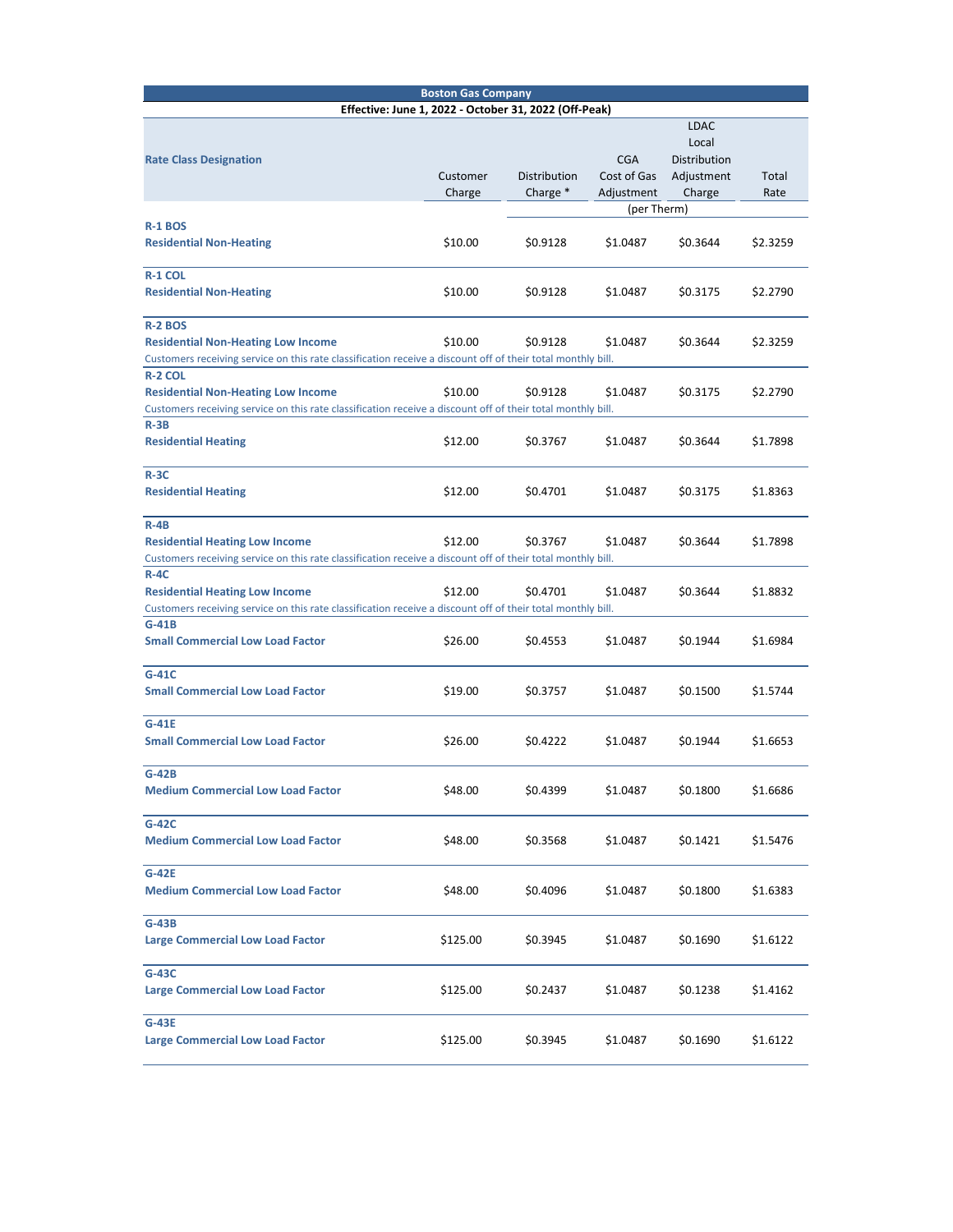## Boston Gas Company

**Effective: June 1, 2022 - October 31, 2022 (Off-Peak)**

| Rate Class Designation | Customer Charge | Distribution Charge * | CGA Cost of Gas Adjustment | LDAC Local Distribution Adjustment Charge | Total Rate |
|---|---|---|---|---|---|
| | | (per Therm) | | | |
| **R-1 BOS** Residential Non-Heating | $10.00 | $0.9128 | $1.0487 | $0.3644 | $2.3259 |
| **R-1 COL** Residential Non-Heating | $10.00 | $0.9128 | $1.0487 | $0.3175 | $2.2790 |
| **R-2 BOS** Residential Non-Heating Low Income | $10.00 | $0.9128 | $1.0487 | $0.3644 | $2.3259 |
| Customers receiving service on this rate classification receive a discount off of their total monthly bill. | | | | | |
| **R-2 COL** Residential Non-Heating Low Income | $10.00 | $0.9128 | $1.0487 | $0.3175 | $2.2790 |
| Customers receiving service on this rate classification receive a discount off of their total monthly bill. | | | | | |
| **R-3B** Residential Heating | $12.00 | $0.3767 | $1.0487 | $0.3644 | $1.7898 |
| **R-3C** Residential Heating | $12.00 | $0.4701 | $1.0487 | $0.3175 | $1.8363 |
| **R-4B** Residential Heating Low Income | $12.00 | $0.3767 | $1.0487 | $0.3644 | $1.7898 |
| Customers receiving service on this rate classification receive a discount off of their total monthly bill. | | | | | |
| **R-4C** Residential Heating Low Income | $12.00 | $0.4701 | $1.0487 | $0.3644 | $1.8832 |
| Customers receiving service on this rate classification receive a discount off of their total monthly bill. | | | | | |
| **G-41B** Small Commercial Low Load Factor | $26.00 | $0.4553 | $1.0487 | $0.1944 | $1.6984 |
| **G-41C** Small Commercial Low Load Factor | $19.00 | $0.3757 | $1.0487 | $0.1500 | $1.5744 |
| **G-41E** Small Commercial Low Load Factor | $26.00 | $0.4222 | $1.0487 | $0.1944 | $1.6653 |
| **G-42B** Medium Commercial Low Load Factor | $48.00 | $0.4399 | $1.0487 | $0.1800 | $1.6686 |
| **G-42C** Medium Commercial Low Load Factor | $48.00 | $0.3568 | $1.0487 | $0.1421 | $1.5476 |
| **G-42E** Medium Commercial Low Load Factor | $48.00 | $0.4096 | $1.0487 | $0.1800 | $1.6383 |
| **G-43B** Large Commercial Low Load Factor | $125.00 | $0.3945 | $1.0487 | $0.1690 | $1.6122 |
| **G-43C** Large Commercial Low Load Factor | $125.00 | $0.2437 | $1.0487 | $0.1238 | $1.4162 |
| **G-43E** Large Commercial Low Load Factor | $125.00 | $0.3945 | $1.0487 | $0.1690 | $1.6122 |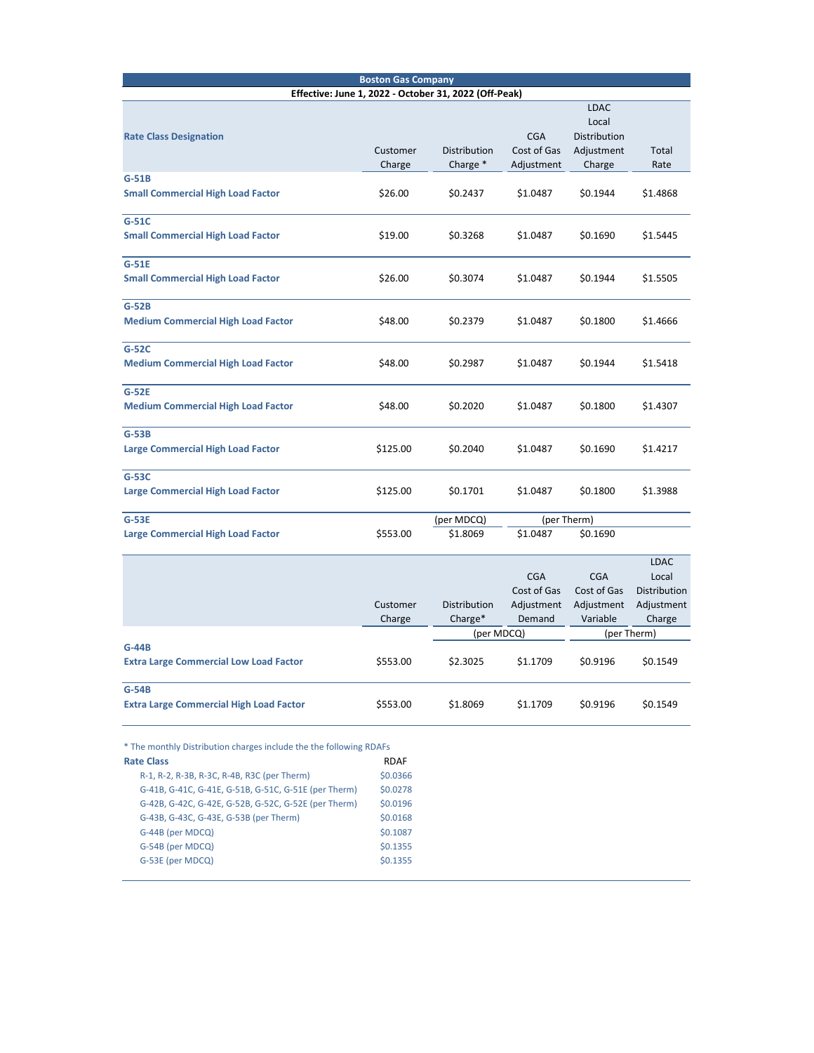## Boston Gas Company

**Effective: June 1, 2022 - October 31, 2022 (Off-Peak)**

| Rate Class Designation | Customer Charge | Distribution Charge * | CGA Cost of Gas Adjustment | LDAC Local Distribution Adjustment Charge | Total Rate |
|---|---|---|---|---|---|
| **G-51B** **Small Commercial High Load Factor** | $26.00 | $0.2437 | $1.0487 | $0.1944 | $1.4868 |
| **G-51C** **Small Commercial High Load Factor** | $19.00 | $0.3268 | $1.0487 | $0.1690 | $1.5445 |
| **G-51E** **Small Commercial High Load Factor** | $26.00 | $0.3074 | $1.0487 | $0.1944 | $1.5505 |
| **G-52B** **Medium Commercial High Load Factor** | $48.00 | $0.2379 | $1.0487 | $0.1800 | $1.4666 |
| **G-52C** **Medium Commercial High Load Factor** | $48.00 | $0.2987 | $1.0487 | $0.1944 | $1.5418 |
| **G-52E** **Medium Commercial High Load Factor** | $48.00 | $0.2020 | $1.0487 | $0.1800 | $1.4307 |
| **G-53B** **Large Commercial High Load Factor** | $125.00 | $0.2040 | $1.0487 | $0.1690 | $1.4217 |
| **G-53C** **Large Commercial High Load Factor** | $125.00 | $0.1701 | $1.0487 | $0.1800 | $1.3988 |
| | | (per MDCQ) | (per Therm) | | |
| **G-53E** **Large Commercial High Load Factor** | $553.00 | $1.8069 | $1.0487 | $0.1690 | |

| | Customer Charge | Distribution Charge* | CGA Cost of Gas Adjustment Demand | CGA Cost of Gas Adjustment Variable | LDAC Local Distribution Adjustment Charge |
|---|---|---|---|---|---|
| | | (per MDCQ) | | (per Therm) | |
| **G-44B** **Extra Large Commercial Low Load Factor** | $553.00 | $2.3025 | $1.1709 | $0.9196 | $0.1549 |
| **G-54B** **Extra Large Commercial High Load Factor** | $553.00 | $1.8069 | $1.1709 | $0.9196 | $0.1549 |

* The monthly Distribution charges include the the following RDAFs

| Rate Class | RDAF |
|---|---|
| R-1, R-2, R-3B, R-3C, R-4B, R3C (per Therm) | $0.0366 |
| G-41B, G-41C, G-41E, G-51B, G-51C, G-51E (per Therm) | $0.0278 |
| G-42B, G-42C, G-42E, G-52B, G-52C, G-52E (per Therm) | $0.0196 |
| G-43B, G-43C, G-43E, G-53B (per Therm) | $0.0168 |
| G-44B (per MDCQ) | $0.1087 |
| G-54B (per MDCQ) | $0.1355 |
| G-53E (per MDCQ) | $0.1355 |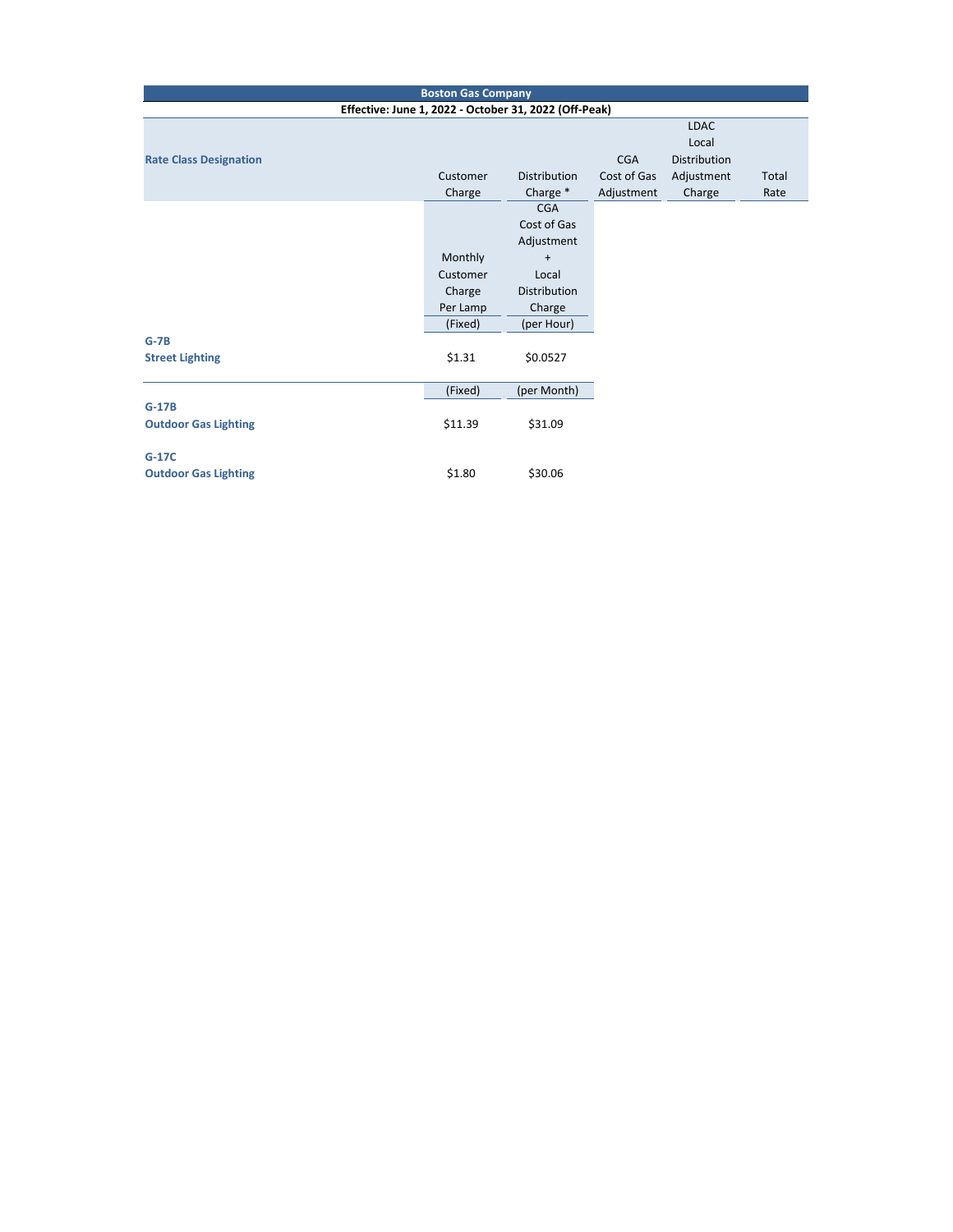## Boston Gas Company

**Effective: June 1, 2022 - October 31, 2022 (Off-Peak)**

| Rate Class Designation | Customer Charge | Distribution Charge * | CGA Cost of Gas Adjustment | LDAC Local Distribution Adjustment Charge | Total Rate |
|---|---|---|---|---|---|
| | Monthly Customer Charge Per Lamp (Fixed) | CGA Cost of Gas Adjustment + Local Distribution Charge (per Hour) | | | |
| **G-7B Street Lighting** | $1.31 | $0.0527 | | | |
| | (Fixed) | (per Month) | | | |
| **G-17B Outdoor Gas Lighting** | $11.39 | $31.09 | | | |
| **G-17C Outdoor Gas Lighting** | $1.80 | $30.06 | | | |